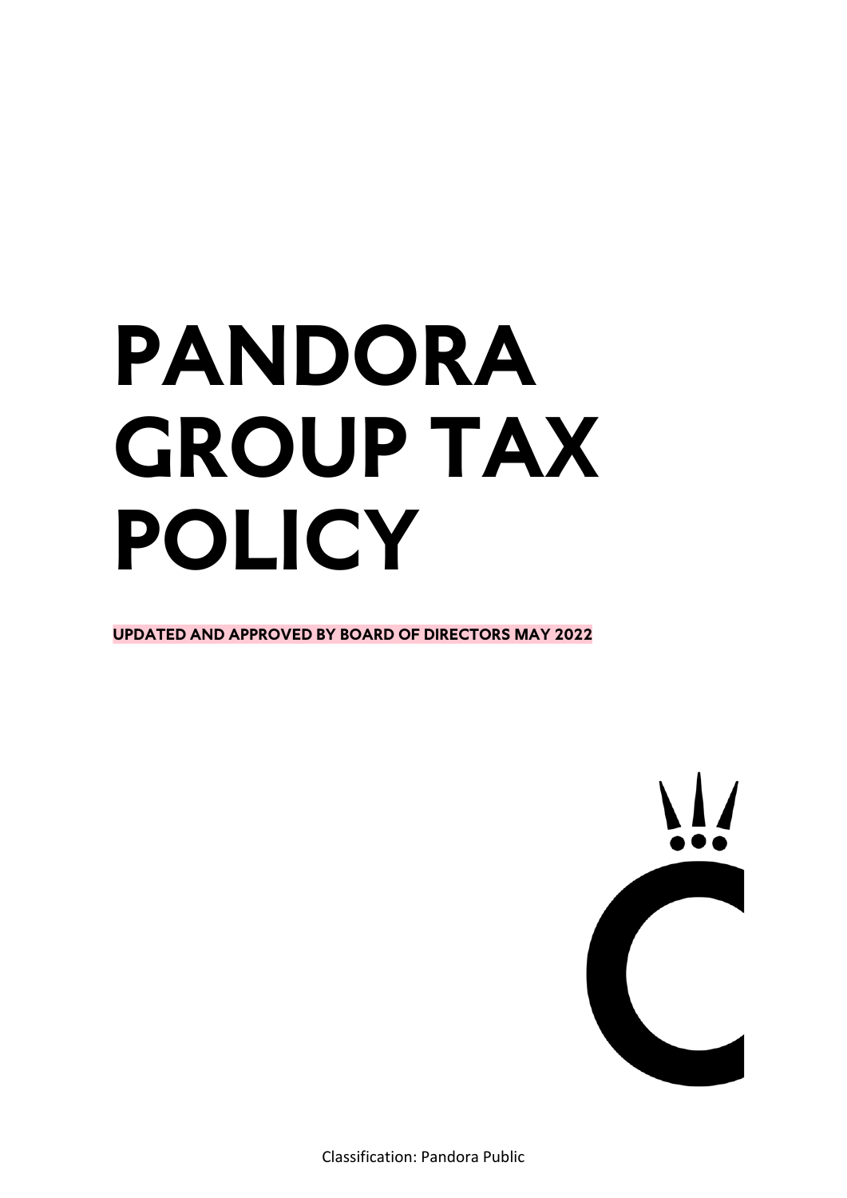# PANDORA GROUP TAX POLICY

**UPDATED AND APPROVED BY BOARD OF DIRECTORS MAY 2022**

Classification: Pandora Public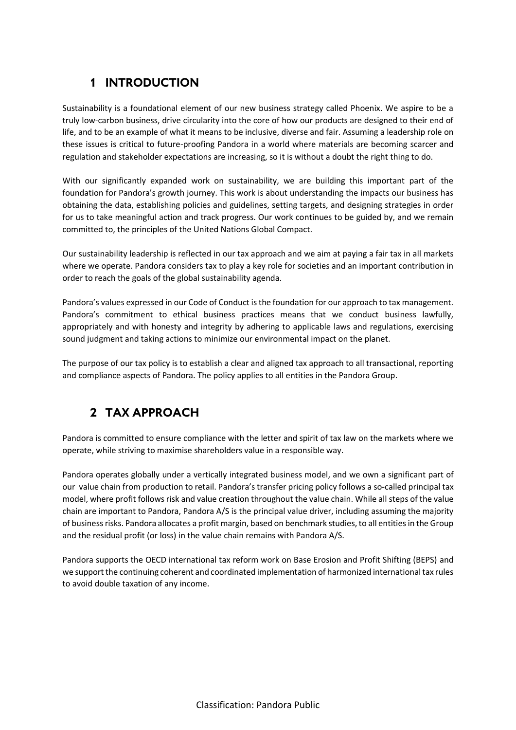# 1 INTRODUCTION

Sustainability is a foundational element of our new business strategy called Phoenix. We aspire to be a truly low-carbon business, drive circularity into the core of how our products are designed to their end of life, and to be an example of what it means to be inclusive, diverse and fair. Assuming a leadership role on these issues is critical to future-proofing Pandora in a world where materials are becoming scarcer and regulation and stakeholder expectations are increasing, so it is without a doubt the right thing to do.

With our significantly expanded work on sustainability, we are building this important part of the foundation for Pandora's growth journey. This work is about understanding the impacts our business has obtaining the data, establishing policies and guidelines, setting targets, and designing strategies in order for us to take meaningful action and track progress. Our work continues to be guided by, and we remain committed to, the principles of the United Nations Global Compact.

Our sustainability leadership is reflected in our tax approach and we aim at paying a fair tax in all markets where we operate. Pandora considers tax to play a key role for societies and an important contribution in order to reach the goals of the global sustainability agenda.

Pandora's values expressed in our Code of Conduct is the foundation for our approach to tax management. Pandora's commitment to ethical business practices means that we conduct business lawfully, appropriately and with honesty and integrity by adhering to applicable laws and regulations, exercising sound judgment and taking actions to minimize our environmental impact on the planet.

The purpose of our tax policy is to establish a clear and aligned tax approach to all transactional, reporting and compliance aspects of Pandora. The policy applies to all entities in the Pandora Group.

# 2 TAX APPROACH

Pandora is committed to ensure compliance with the letter and spirit of tax law on the markets where we operate, while striving to maximise shareholders value in a responsible way.

Pandora operates globally under a vertically integrated business model, and we own a significant part of our value chain from production to retail. Pandora's transfer pricing policy follows a so-called principal tax model, where profit follows risk and value creation throughout the value chain. While all steps of the value chain are important to Pandora, Pandora A/S is the principal value driver, including assuming the majority of business risks. Pandora allocates a profit margin, based on benchmark studies, to all entities in the Group and the residual profit (or loss) in the value chain remains with Pandora A/S.

Pandora supports the OECD international tax reform work on Base Erosion and Profit Shifting (BEPS) and we support the continuing coherent and coordinated implementation of harmonized international tax rules to avoid double taxation of any income.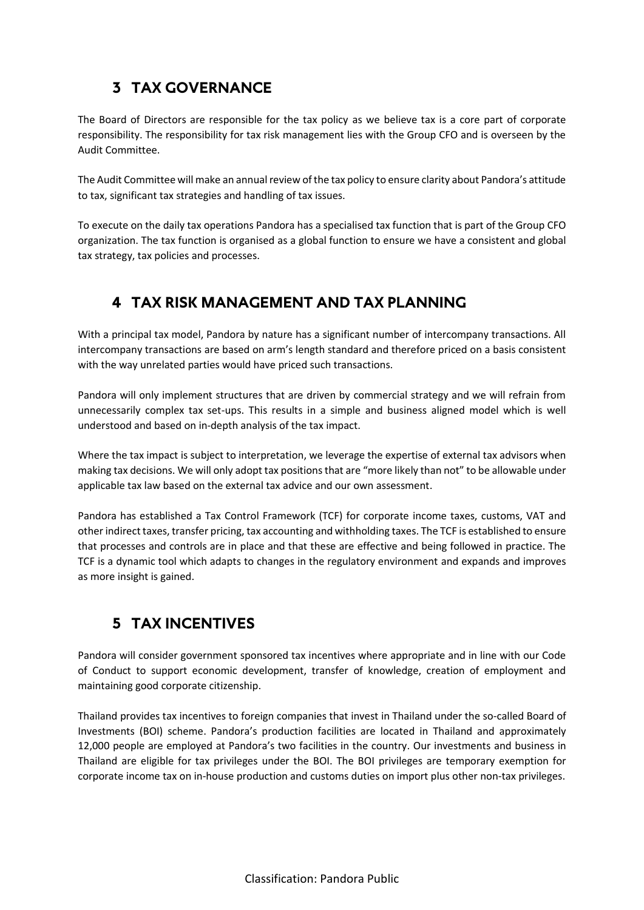## 3 TAX GOVERNANCE

The Board of Directors are responsible for the tax policy as we believe tax is a core part of corporate responsibility. The responsibility for tax risk management lies with the Group CFO and is overseen by the Audit Committee.

The Audit Committee will make an annual review of the tax policy to ensure clarity about Pandora's attitude to tax, significant tax strategies and handling of tax issues.

To execute on the daily tax operations Pandora has a specialised tax function that is part of the Group CFO organization. The tax function is organised as a global function to ensure we have a consistent and global tax strategy, tax policies and processes.

## 4 TAX RISK MANAGEMENT AND TAX PLANNING

With a principal tax model, Pandora by nature has a significant number of intercompany transactions. All intercompany transactions are based on arm's length standard and therefore priced on a basis consistent with the way unrelated parties would have priced such transactions.

Pandora will only implement structures that are driven by commercial strategy and we will refrain from unnecessarily complex tax set-ups. This results in a simple and business aligned model which is well understood and based on in-depth analysis of the tax impact.

Where the tax impact is subject to interpretation, we leverage the expertise of external tax advisors when making tax decisions. We will only adopt tax positions that are "more likely than not" to be allowable under applicable tax law based on the external tax advice and our own assessment.

Pandora has established a Tax Control Framework (TCF) for corporate income taxes, customs, VAT and other indirect taxes, transfer pricing, tax accounting and withholding taxes. The TCF is established to ensure that processes and controls are in place and that these are effective and being followed in practice. The TCF is a dynamic tool which adapts to changes in the regulatory environment and expands and improves as more insight is gained.

## 5 TAX INCENTIVES

Pandora will consider government sponsored tax incentives where appropriate and in line with our Code of Conduct to support economic development, transfer of knowledge, creation of employment and maintaining good corporate citizenship.

Thailand provides tax incentives to foreign companies that invest in Thailand under the so-called Board of Investments (BOI) scheme. Pandora's production facilities are located in Thailand and approximately 12,000 people are employed at Pandora's two facilities in the country. Our investments and business in Thailand are eligible for tax privileges under the BOI. The BOI privileges are temporary exemption for corporate income tax on in-house production and customs duties on import plus other non-tax privileges.

Classification: Pandora Public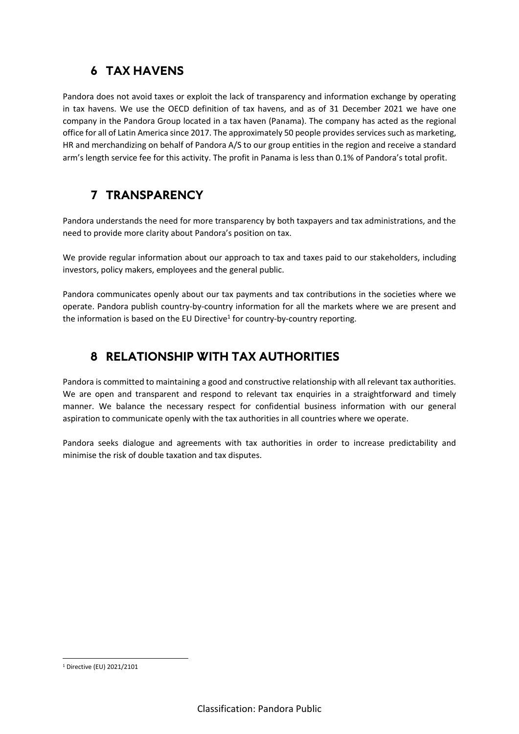## 6 TAX HAVENS

Pandora does not avoid taxes or exploit the lack of transparency and information exchange by operating in tax havens. We use the OECD definition of tax havens, and as of 31 December 2021 we have one company in the Pandora Group located in a tax haven (Panama). The company has acted as the regional office for all of Latin America since 2017. The approximately 50 people provides services such as marketing, HR and merchandizing on behalf of Pandora A/S to our group entities in the region and receive a standard arm's length service fee for this activity. The profit in Panama is less than 0.1% of Pandora's total profit.

## 7 TRANSPARENCY

Pandora understands the need for more transparency by both taxpayers and tax administrations, and the need to provide more clarity about Pandora's position on tax.

We provide regular information about our approach to tax and taxes paid to our stakeholders, including investors, policy makers, employees and the general public.

Pandora communicates openly about our tax payments and tax contributions in the societies where we operate. Pandora publish country-by-country information for all the markets where we are present and the information is based on the EU Directive[1] for country-by-country reporting.

## 8 RELATIONSHIP WITH TAX AUTHORITIES

Pandora is committed to maintaining a good and constructive relationship with all relevant tax authorities. We are open and transparent and respond to relevant tax enquiries in a straightforward and timely manner. We balance the necessary respect for confidential business information with our general aspiration to communicate openly with the tax authorities in all countries where we operate.

Pandora seeks dialogue and agreements with tax authorities in order to increase predictability and minimise the risk of double taxation and tax disputes.

[1] Directive (EU) 2021/2101